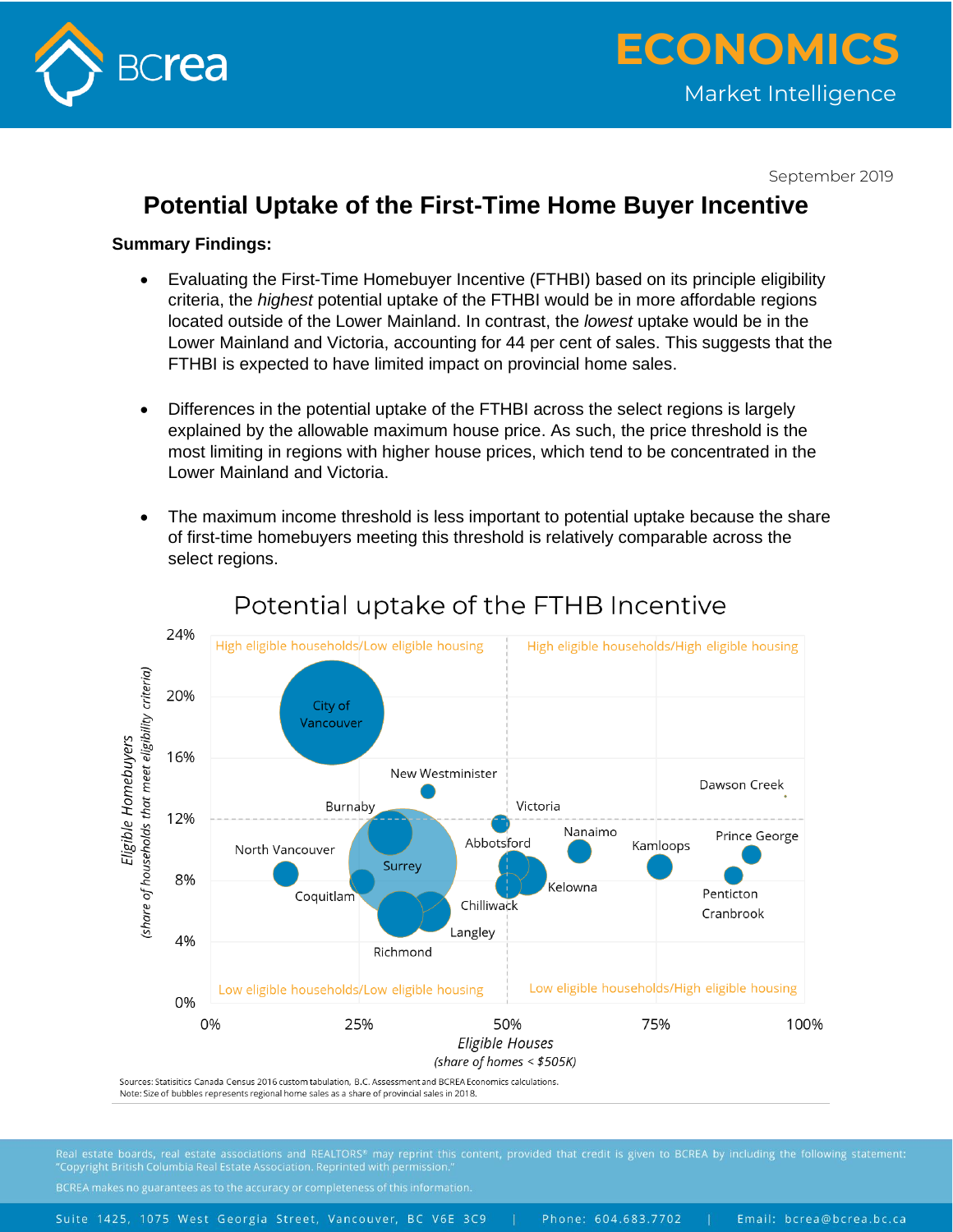September 2019

# Potential Uptake of the First-Time Home Buyer Incentive

**Summary Findings:**

- Evaluating the First-Time Homebuyer Incentive (FTHBI) based on its principle eligibility criteria, the *highest* potential uptake of the FTHBI would be in more affordable regions located outside of the Lower Mainland. In contrast, the *lowest* uptake would be in the Lower Mainland and Victoria, accounting for 44 per cent of sales. This suggests that the FTHBI is expected to have limited impact on provincial home sales.

- Differences in the potential uptake of the FTHBI across the select regions is largely explained by the allowable maximum house price. As such, the price threshold is the most limiting in regions with higher house prices, which tend to be concentrated in the Lower Mainland and Victoria.

- The maximum income threshold is less important to potential uptake because the share of first-time homebuyers meeting this threshold is relatively comparable across the select regions.

## Potential uptake of the FTHB Incentive

Quadrants: High eligible households/Low eligible housing; High eligible households/High eligible housing; Low eligible households/Low eligible housing; Low eligible households/High eligible housing

Y-axis: Eligible Homebuyers (share of households that meet eligibility criteria), 0%–24%

X-axis: Eligible Houses (share of homes < $505K), 0%–100%

Regions: City of Vancouver, New Westminster, Dawson Creek, Burnaby, Victoria, Nanaimo, Prince George, Kamloops, Abbotsford, North Vancouver, Surrey, Coquitlam, Kelowna, Penticton, Chilliwack, Cranbrook, Langley, Richmond

Sources: Statisitics Canada Census 2016 custom tabulation, B.C. Assessment and BCREA Economics calculations.
Note: Size of bubbles represents regional home sales as a share of provincial sales in 2018.

Real estate boards, real estate associations and REALTORS® may reprint this content, provided that credit is given to BCREA by including the following statement: "Copyright British Columbia Real Estate Association. Reprinted with permission."

BCREA makes no guarantees as to the accuracy or completeness of this information.

Suite 1425, 1075 West Georgia Street, Vancouver, BC V6E 3C9 | Phone: 604.683.7702 | Email: bcrea@bcrea.bc.ca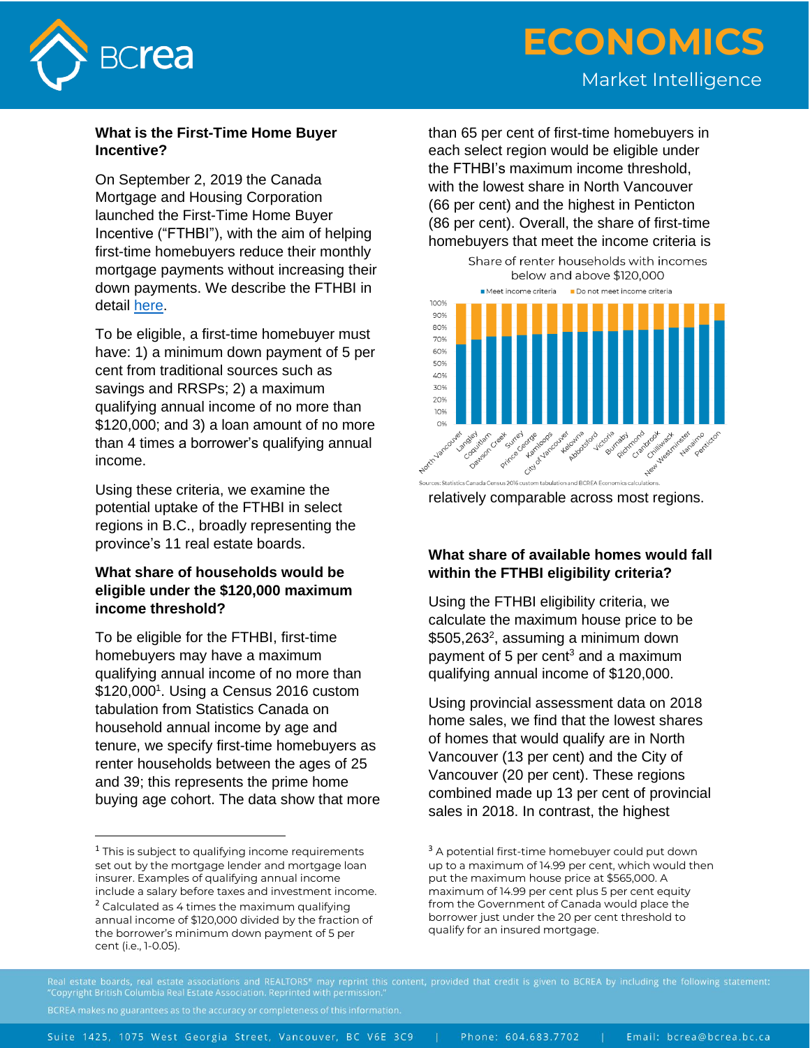### What is the First-Time Home Buyer Incentive?

On September 2, 2019 the Canada Mortgage and Housing Corporation launched the First-Time Home Buyer Incentive ("FTHBI"), with the aim of helping first-time homebuyers reduce their monthly mortgage payments without increasing their down payments. We describe the FTHBI in detail here.

To be eligible, a first-time homebuyer must have: 1) a minimum down payment of 5 per cent from traditional sources such as savings and RRSPs; 2) a maximum qualifying annual income of no more than $120,000; and 3) a loan amount of no more than 4 times a borrower's qualifying annual income.

Using these criteria, we examine the potential uptake of the FTHBI in select regions in B.C., broadly representing the province's 11 real estate boards.

### What share of households would be eligible under the $120,000 maximum income threshold?

To be eligible for the FTHBI, first-time homebuyers may have a maximum qualifying annual income of no more than $120,000[1]. Using a Census 2016 custom tabulation from Statistics Canada on household annual income by age and tenure, we specify first-time homebuyers as renter households between the ages of 25 and 39; this represents the prime home buying age cohort. The data show that more than 65 per cent of first-time homebuyers in each select region would be eligible under the FTHBI's maximum income threshold, with the lowest share in North Vancouver (66 per cent) and the highest in Penticton (86 per cent). Overall, the share of first-time homebuyers that meet the income criteria is relatively comparable across most regions.

Share of renter households with incomes below and above $120,000

■ Meet income criteria ■ Do not meet income criteria

Regions (left to right): North Vancouver, Langley, Coquitlam, Dawson Creek, Surrey, Prince George, Kamloops, City of Vancouver, Kelowna, Abbotsford, Victoria, Burnaby, Richmond, Cranbrook, Chilliwack, New Westminster, Nanaimo, Penticton

Sources: Statistics Canada Census 2016 custom tabulation and BCREA Economics calculations.

### What share of available homes would fall within the FTHBI eligibility criteria?

Using the FTHBI eligibility criteria, we calculate the maximum house price to be $505,263[2], assuming a minimum down payment of 5 per cent[3] and a maximum qualifying annual income of $120,000.

Using provincial assessment data on 2018 home sales, we find that the lowest shares of homes that would qualify are in North Vancouver (13 per cent) and the City of Vancouver (20 per cent). These regions combined made up 13 per cent of provincial sales in 2018. In contrast, the highest

---

[1] This is subject to qualifying income requirements set out by the mortgage lender and mortgage loan insurer. Examples of qualifying annual income include a salary before taxes and investment income.

[2] Calculated as 4 times the maximum qualifying annual income of $120,000 divided by the fraction of the borrower's minimum down payment of 5 per cent (i.e., 1-0.05).

[3] A potential first-time homebuyer could put down up to a maximum of 14.99 per cent, which would then put the maximum house price at $565,000. A maximum of 14.99 per cent plus 5 per cent equity from the Government of Canada would place the borrower just under the 20 per cent threshold to qualify for an insured mortgage.

Real estate boards, real estate associations and REALTORS® may reprint this content, provided that credit is given to BCREA by including the following statement: "Copyright British Columbia Real Estate Association. Reprinted with permission."

BCREA makes no guarantees as to the accuracy or completeness of this information.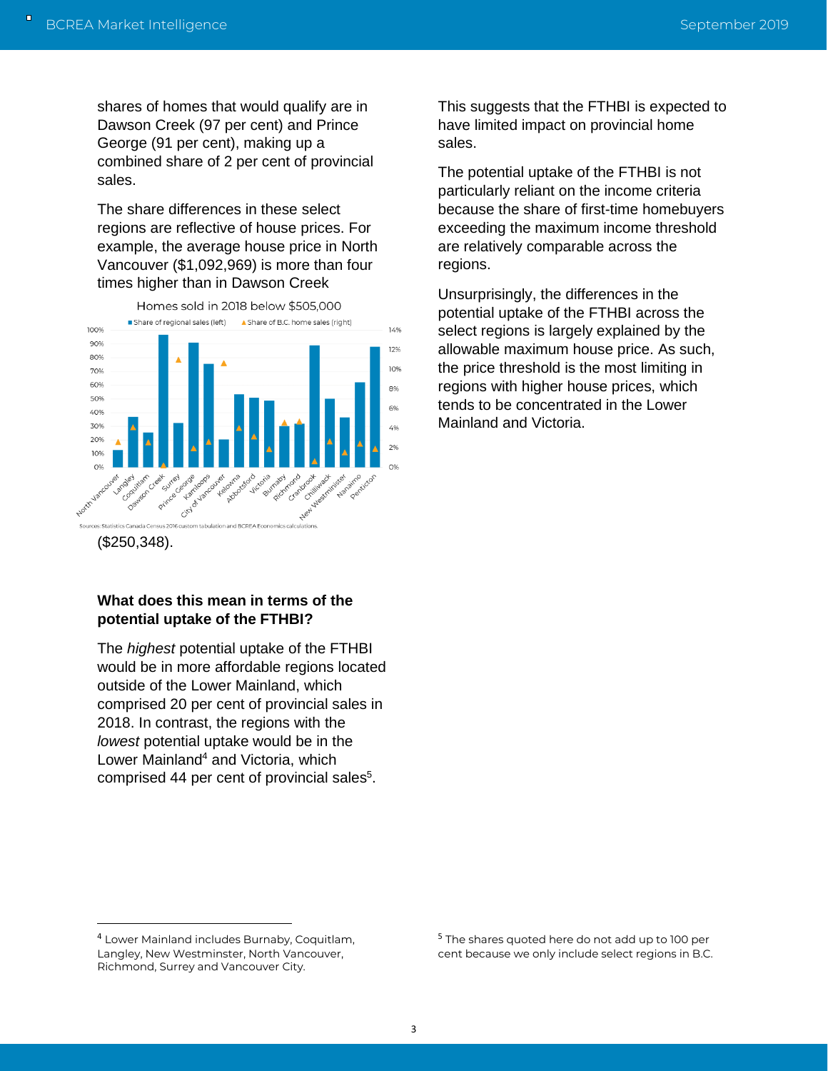shares of homes that would qualify are in Dawson Creek (97 per cent) and Prince George (91 per cent), making up a combined share of 2 per cent of provincial sales.

The share differences in these select regions are reflective of house prices. For example, the average house price in North Vancouver ($1,092,969) is more than four times higher than in Dawson Creek ($250,348).

Homes sold in 2018 below $505,000

Sources: Statistics Canada Census 2016 custom tabulation and BCREA Economics calculations.

### What does this mean in terms of the potential uptake of the FTHBI?

The *highest* potential uptake of the FTHBI would be in more affordable regions located outside of the Lower Mainland, which comprised 20 per cent of provincial sales in 2018. In contrast, the regions with the *lowest* potential uptake would be in the Lower Mainland[4] and Victoria, which comprised 44 per cent of provincial sales[5].

This suggests that the FTHBI is expected to have limited impact on provincial home sales.

The potential uptake of the FTHBI is not particularly reliant on the income criteria because the share of first-time homebuyers exceeding the maximum income threshold are relatively comparable across the regions.

Unsurprisingly, the differences in the potential uptake of the FTHBI across the select regions is largely explained by the allowable maximum house price. As such, the price threshold is the most limiting in regions with higher house prices, which tends to be concentrated in the Lower Mainland and Victoria.

---

[4] Lower Mainland includes Burnaby, Coquitlam, Langley, New Westminster, North Vancouver, Richmond, Surrey and Vancouver City.

[5] The shares quoted here do not add up to 100 per cent because we only include select regions in B.C.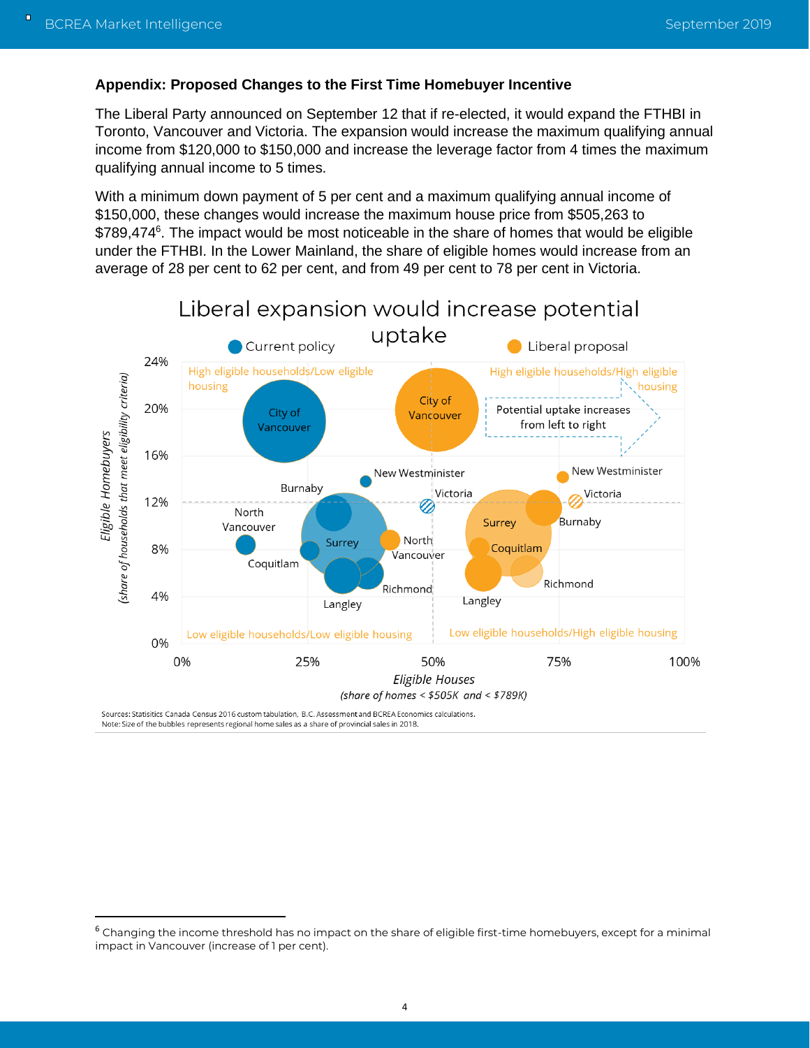## Appendix: Proposed Changes to the First Time Homebuyer Incentive

The Liberal Party announced on September 12 that if re-elected, it would expand the FTHBI in Toronto, Vancouver and Victoria. The expansion would increase the maximum qualifying annual income from $120,000 to $150,000 and increase the leverage factor from 4 times the maximum qualifying annual income to 5 times.

With a minimum down payment of 5 per cent and a maximum qualifying annual income of $150,000, these changes would increase the maximum house price from $505,263 to $789,474[6]. The impact would be most noticeable in the share of homes that would be eligible under the FTHBI. In the Lower Mainland, the share of eligible homes would increase from an average of 28 per cent to 62 per cent, and from 49 per cent to 78 per cent in Victoria.

Liberal expansion would increase potential uptake

Current policy
Liberal proposal

High eligible households/Low eligible housing
High eligible households/High eligible housing
Low eligible households/Low eligible housing
Low eligible households/High eligible housing

Potential uptake increases from left to right

City of Vancouver
Burnaby
New Westminister
Victoria
North Vancouver
Surrey
Coquitlam
Richmond
Langley

Eligible Homebuyers
(share of households that meet eligibility criteria)

24%
20%
16%
12%
8%
4%
0%

0%
25%
50%
75%
100%

Eligible Houses
(share of homes < $505K and < $789K)

Sources: Statisitics Canada Census 2016 custom tabulation, B.C. Assessment and BCREA Economics calculations.
Note: Size of the bubbles represents regional home sales as a share of provincial sales in 2018.

---

[6] Changing the income threshold has no impact on the share of eligible first-time homebuyers, except for a minimal impact in Vancouver (increase of 1 per cent).